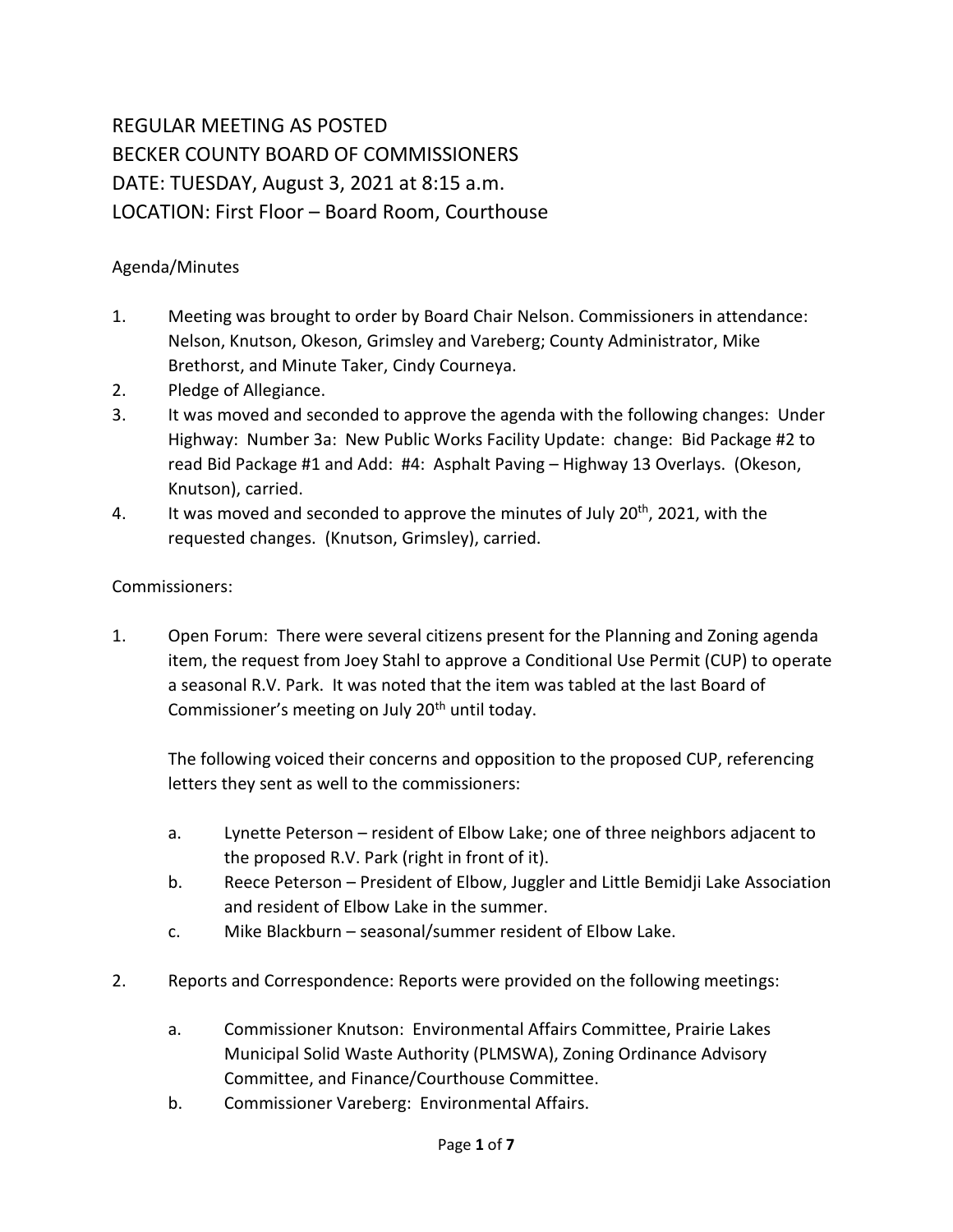REGULAR MEETING AS POSTED
BECKER COUNTY BOARD OF COMMISSIONERS
DATE: TUESDAY, August 3, 2021 at 8:15 a.m.
LOCATION: First Floor – Board Room, Courthouse

Agenda/Minutes

1. Meeting was brought to order by Board Chair Nelson. Commissioners in attendance: Nelson, Knutson, Okeson, Grimsley and Vareberg; County Administrator, Mike Brethorst, and Minute Taker, Cindy Courneya.
2. Pledge of Allegiance.
3. It was moved and seconded to approve the agenda with the following changes: Under Highway: Number 3a: New Public Works Facility Update: change: Bid Package #2 to read Bid Package #1 and Add: #4: Asphalt Paving – Highway 13 Overlays. (Okeson, Knutson), carried.
4. It was moved and seconded to approve the minutes of July 20th, 2021, with the requested changes. (Knutson, Grimsley), carried.

Commissioners:

1. Open Forum: There were several citizens present for the Planning and Zoning agenda item, the request from Joey Stahl to approve a Conditional Use Permit (CUP) to operate a seasonal R.V. Park. It was noted that the item was tabled at the last Board of Commissioner's meeting on July 20th until today.

   The following voiced their concerns and opposition to the proposed CUP, referencing letters they sent as well to the commissioners:

   a. Lynette Peterson – resident of Elbow Lake; one of three neighbors adjacent to the proposed R.V. Park (right in front of it).
   b. Reece Peterson – President of Elbow, Juggler and Little Bemidji Lake Association and resident of Elbow Lake in the summer.
   c. Mike Blackburn – seasonal/summer resident of Elbow Lake.

2. Reports and Correspondence: Reports were provided on the following meetings:

   a. Commissioner Knutson: Environmental Affairs Committee, Prairie Lakes Municipal Solid Waste Authority (PLMSWA), Zoning Ordinance Advisory Committee, and Finance/Courthouse Committee.
   b. Commissioner Vareberg: Environmental Affairs.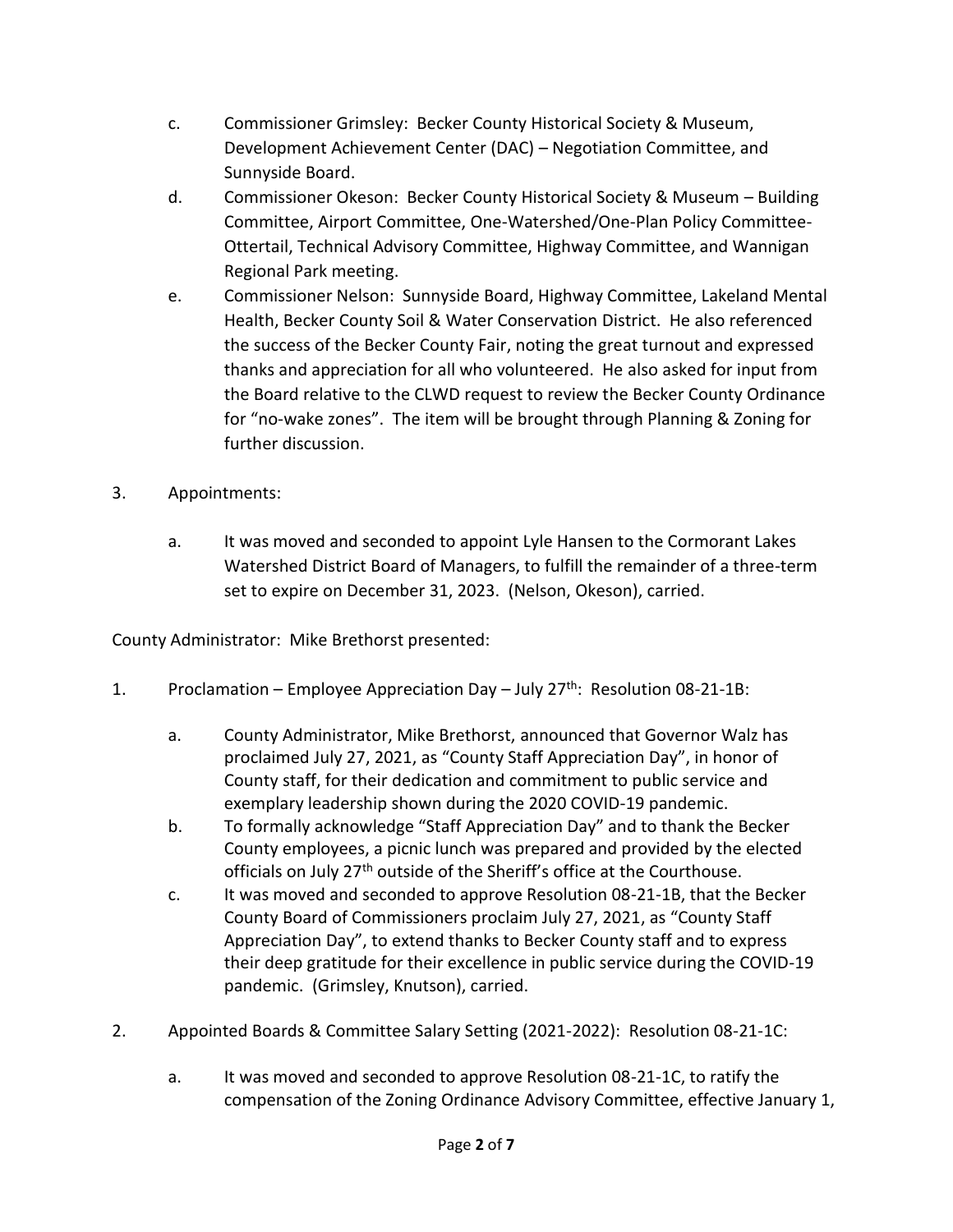c. Commissioner Grimsley: Becker County Historical Society & Museum, Development Achievement Center (DAC) – Negotiation Committee, and Sunnyside Board.

d. Commissioner Okeson: Becker County Historical Society & Museum – Building Committee, Airport Committee, One-Watershed/One-Plan Policy Committee-Ottertail, Technical Advisory Committee, Highway Committee, and Wannigan Regional Park meeting.

e. Commissioner Nelson: Sunnyside Board, Highway Committee, Lakeland Mental Health, Becker County Soil & Water Conservation District. He also referenced the success of the Becker County Fair, noting the great turnout and expressed thanks and appreciation for all who volunteered. He also asked for input from the Board relative to the CLWD request to review the Becker County Ordinance for "no-wake zones". The item will be brought through Planning & Zoning for further discussion.

3. Appointments:

   a. It was moved and seconded to appoint Lyle Hansen to the Cormorant Lakes Watershed District Board of Managers, to fulfill the remainder of a three-term set to expire on December 31, 2023. (Nelson, Okeson), carried.

County Administrator: Mike Brethorst presented:

1. Proclamation – Employee Appreciation Day – July 27th: Resolution 08-21-1B:

   a. County Administrator, Mike Brethorst, announced that Governor Walz has proclaimed July 27, 2021, as "County Staff Appreciation Day", in honor of County staff, for their dedication and commitment to public service and exemplary leadership shown during the 2020 COVID-19 pandemic.

   b. To formally acknowledge "Staff Appreciation Day" and to thank the Becker County employees, a picnic lunch was prepared and provided by the elected officials on July 27th outside of the Sheriff's office at the Courthouse.

   c. It was moved and seconded to approve Resolution 08-21-1B, that the Becker County Board of Commissioners proclaim July 27, 2021, as "County Staff Appreciation Day", to extend thanks to Becker County staff and to express their deep gratitude for their excellence in public service during the COVID-19 pandemic. (Grimsley, Knutson), carried.

2. Appointed Boards & Committee Salary Setting (2021-2022): Resolution 08-21-1C:

   a. It was moved and seconded to approve Resolution 08-21-1C, to ratify the compensation of the Zoning Ordinance Advisory Committee, effective January 1,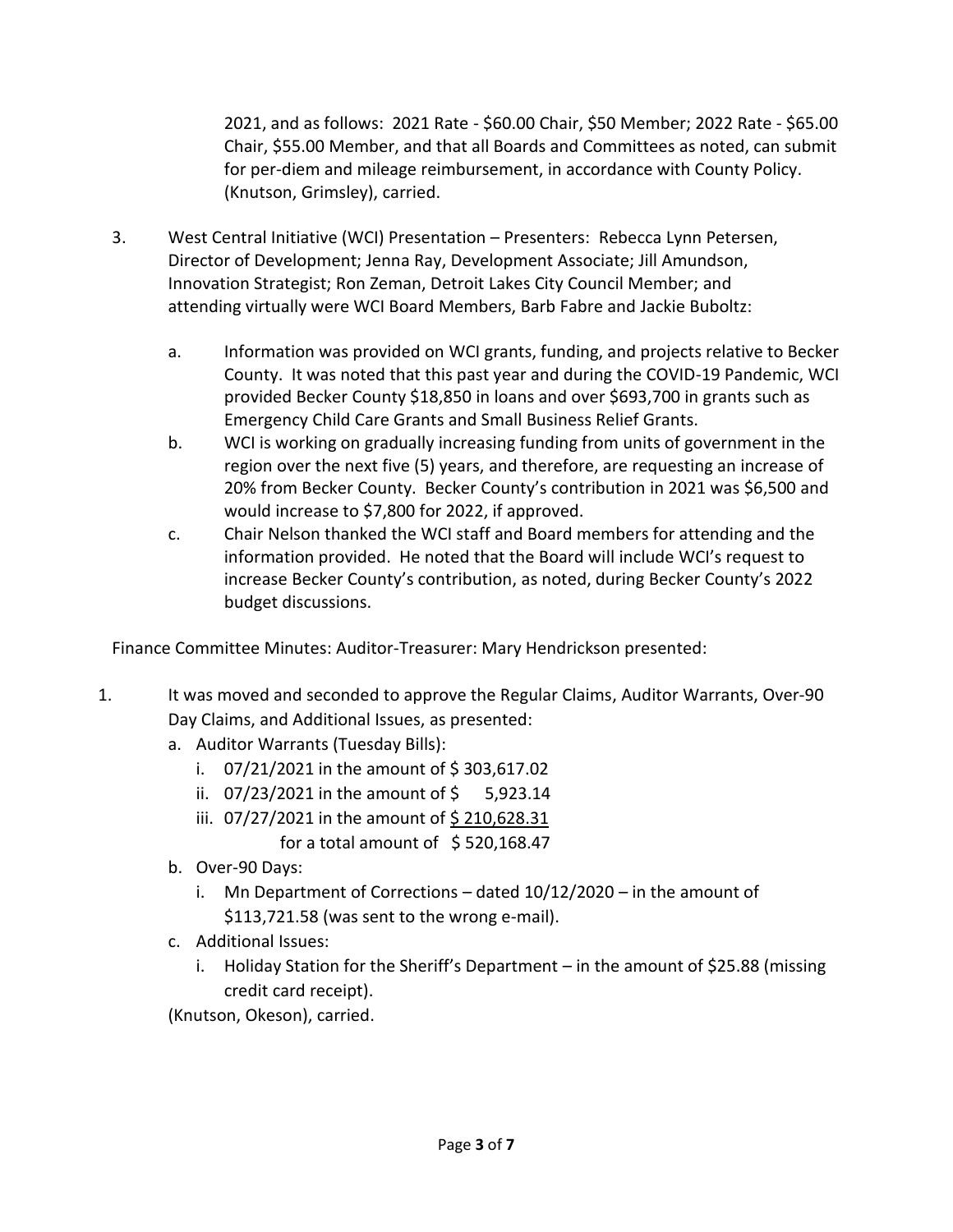2021, and as follows: 2021 Rate - $60.00 Chair, $50 Member; 2022 Rate - $65.00 Chair, $55.00 Member, and that all Boards and Committees as noted, can submit for per-diem and mileage reimbursement, in accordance with County Policy. (Knutson, Grimsley), carried.

3. West Central Initiative (WCI) Presentation – Presenters: Rebecca Lynn Petersen, Director of Development; Jenna Ray, Development Associate; Jill Amundson, Innovation Strategist; Ron Zeman, Detroit Lakes City Council Member; and attending virtually were WCI Board Members, Barb Fabre and Jackie Buboltz:

   a. Information was provided on WCI grants, funding, and projects relative to Becker County. It was noted that this past year and during the COVID-19 Pandemic, WCI provided Becker County $18,850 in loans and over $693,700 in grants such as Emergency Child Care Grants and Small Business Relief Grants.
   b. WCI is working on gradually increasing funding from units of government in the region over the next five (5) years, and therefore, are requesting an increase of 20% from Becker County. Becker County's contribution in 2021 was $6,500 and would increase to $7,800 for 2022, if approved.
   c. Chair Nelson thanked the WCI staff and Board members for attending and the information provided. He noted that the Board will include WCI's request to increase Becker County's contribution, as noted, during Becker County's 2022 budget discussions.

Finance Committee Minutes: Auditor-Treasurer: Mary Hendrickson presented:

1. It was moved and seconded to approve the Regular Claims, Auditor Warrants, Over-90 Day Claims, and Additional Issues, as presented:
   a. Auditor Warrants (Tuesday Bills):
      i. 07/21/2021 in the amount of $ 303,617.02
      ii. 07/23/2021 in the amount of $ 5,923.14
      iii. 07/27/2021 in the amount of $ 210,628.31
      for a total amount of $ 520,168.47
   b. Over-90 Days:
      i. Mn Department of Corrections – dated 10/12/2020 – in the amount of $113,721.58 (was sent to the wrong e-mail).
   c. Additional Issues:
      i. Holiday Station for the Sheriff's Department – in the amount of $25.88 (missing credit card receipt).

   (Knutson, Okeson), carried.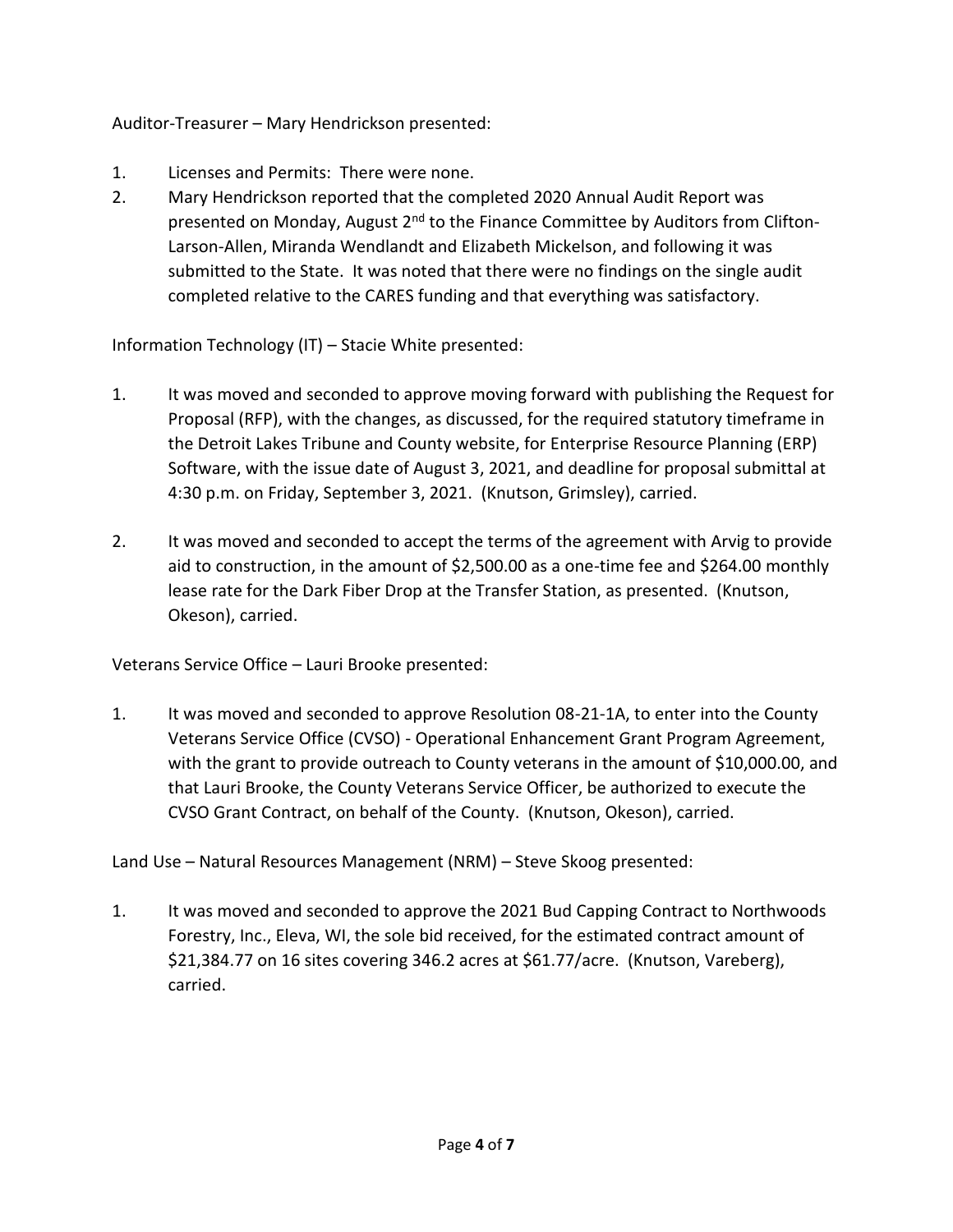Auditor-Treasurer – Mary Hendrickson presented:

1. Licenses and Permits: There were none.
2. Mary Hendrickson reported that the completed 2020 Annual Audit Report was presented on Monday, August 2nd to the Finance Committee by Auditors from Clifton-Larson-Allen, Miranda Wendlandt and Elizabeth Mickelson, and following it was submitted to the State. It was noted that there were no findings on the single audit completed relative to the CARES funding and that everything was satisfactory.

Information Technology (IT) – Stacie White presented:

1. It was moved and seconded to approve moving forward with publishing the Request for Proposal (RFP), with the changes, as discussed, for the required statutory timeframe in the Detroit Lakes Tribune and County website, for Enterprise Resource Planning (ERP) Software, with the issue date of August 3, 2021, and deadline for proposal submittal at 4:30 p.m. on Friday, September 3, 2021. (Knutson, Grimsley), carried.

2. It was moved and seconded to accept the terms of the agreement with Arvig to provide aid to construction, in the amount of $2,500.00 as a one-time fee and $264.00 monthly lease rate for the Dark Fiber Drop at the Transfer Station, as presented. (Knutson, Okeson), carried.

Veterans Service Office – Lauri Brooke presented:

1. It was moved and seconded to approve Resolution 08-21-1A, to enter into the County Veterans Service Office (CVSO) - Operational Enhancement Grant Program Agreement, with the grant to provide outreach to County veterans in the amount of $10,000.00, and that Lauri Brooke, the County Veterans Service Officer, be authorized to execute the CVSO Grant Contract, on behalf of the County. (Knutson, Okeson), carried.

Land Use – Natural Resources Management (NRM) – Steve Skoog presented:

1. It was moved and seconded to approve the 2021 Bud Capping Contract to Northwoods Forestry, Inc., Eleva, WI, the sole bid received, for the estimated contract amount of $21,384.77 on 16 sites covering 346.2 acres at $61.77/acre. (Knutson, Vareberg), carried.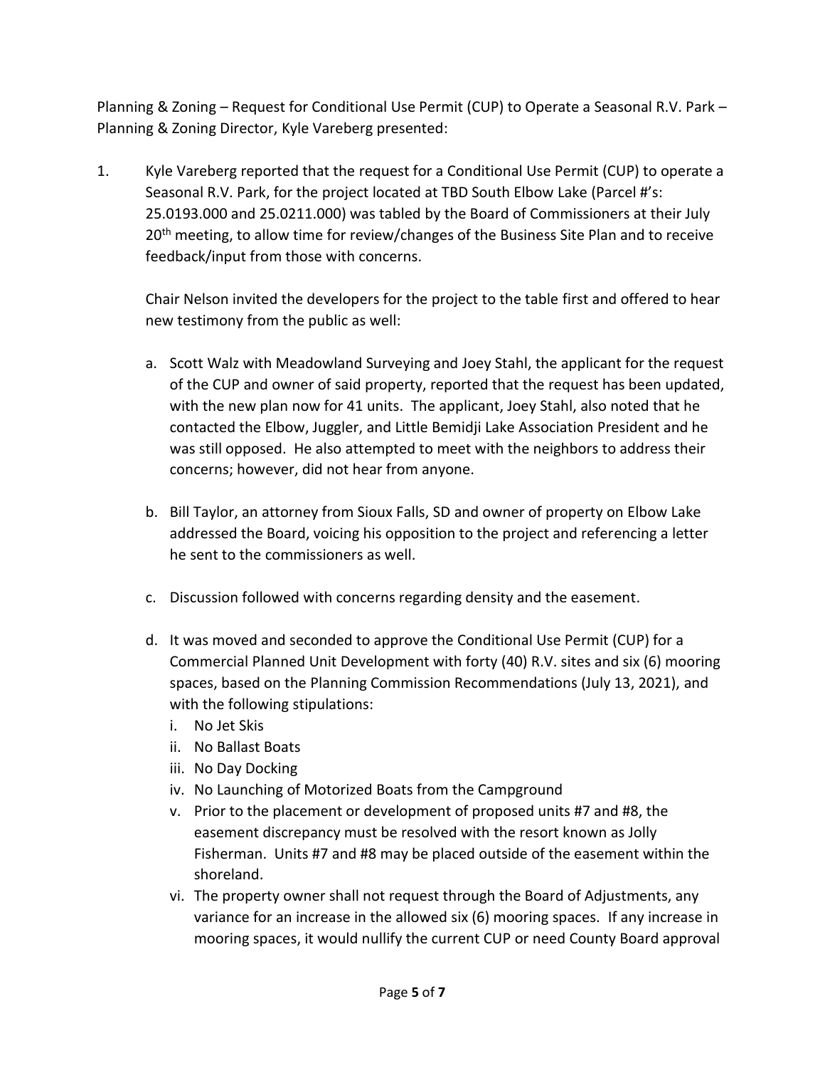Planning & Zoning – Request for Conditional Use Permit (CUP) to Operate a Seasonal R.V. Park – Planning & Zoning Director, Kyle Vareberg presented:

1. Kyle Vareberg reported that the request for a Conditional Use Permit (CUP) to operate a Seasonal R.V. Park, for the project located at TBD South Elbow Lake (Parcel #'s: 25.0193.000 and 25.0211.000) was tabled by the Board of Commissioners at their July 20th meeting, to allow time for review/changes of the Business Site Plan and to receive feedback/input from those with concerns.

   Chair Nelson invited the developers for the project to the table first and offered to hear new testimony from the public as well:

   a. Scott Walz with Meadowland Surveying and Joey Stahl, the applicant for the request of the CUP and owner of said property, reported that the request has been updated, with the new plan now for 41 units. The applicant, Joey Stahl, also noted that he contacted the Elbow, Juggler, and Little Bemidji Lake Association President and he was still opposed. He also attempted to meet with the neighbors to address their concerns; however, did not hear from anyone.

   b. Bill Taylor, an attorney from Sioux Falls, SD and owner of property on Elbow Lake addressed the Board, voicing his opposition to the project and referencing a letter he sent to the commissioners as well.

   c. Discussion followed with concerns regarding density and the easement.

   d. It was moved and seconded to approve the Conditional Use Permit (CUP) for a Commercial Planned Unit Development with forty (40) R.V. sites and six (6) mooring spaces, based on the Planning Commission Recommendations (July 13, 2021), and with the following stipulations:
      i. No Jet Skis
      ii. No Ballast Boats
      iii. No Day Docking
      iv. No Launching of Motorized Boats from the Campground
      v. Prior to the placement or development of proposed units #7 and #8, the easement discrepancy must be resolved with the resort known as Jolly Fisherman. Units #7 and #8 may be placed outside of the easement within the shoreland.
      vi. The property owner shall not request through the Board of Adjustments, any variance for an increase in the allowed six (6) mooring spaces. If any increase in mooring spaces, it would nullify the current CUP or need County Board approval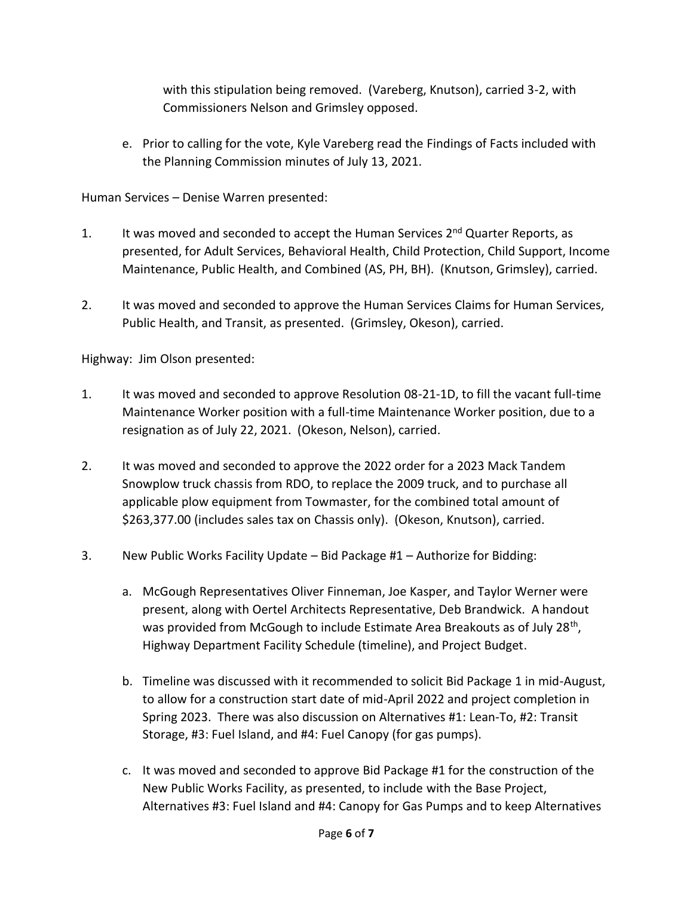with this stipulation being removed. (Vareberg, Knutson), carried 3-2, with Commissioners Nelson and Grimsley opposed.

e. Prior to calling for the vote, Kyle Vareberg read the Findings of Facts included with the Planning Commission minutes of July 13, 2021.

Human Services – Denise Warren presented:

1. It was moved and seconded to accept the Human Services 2nd Quarter Reports, as presented, for Adult Services, Behavioral Health, Child Protection, Child Support, Income Maintenance, Public Health, and Combined (AS, PH, BH). (Knutson, Grimsley), carried.

2. It was moved and seconded to approve the Human Services Claims for Human Services, Public Health, and Transit, as presented. (Grimsley, Okeson), carried.

Highway: Jim Olson presented:

1. It was moved and seconded to approve Resolution 08-21-1D, to fill the vacant full-time Maintenance Worker position with a full-time Maintenance Worker position, due to a resignation as of July 22, 2021. (Okeson, Nelson), carried.

2. It was moved and seconded to approve the 2022 order for a 2023 Mack Tandem Snowplow truck chassis from RDO, to replace the 2009 truck, and to purchase all applicable plow equipment from Towmaster, for the combined total amount of $263,377.00 (includes sales tax on Chassis only). (Okeson, Knutson), carried.

3. New Public Works Facility Update – Bid Package #1 – Authorize for Bidding:

   a. McGough Representatives Oliver Finneman, Joe Kasper, and Taylor Werner were present, along with Oertel Architects Representative, Deb Brandwick. A handout was provided from McGough to include Estimate Area Breakouts as of July 28th, Highway Department Facility Schedule (timeline), and Project Budget.

   b. Timeline was discussed with it recommended to solicit Bid Package 1 in mid-August, to allow for a construction start date of mid-April 2022 and project completion in Spring 2023. There was also discussion on Alternatives #1: Lean-To, #2: Transit Storage, #3: Fuel Island, and #4: Fuel Canopy (for gas pumps).

   c. It was moved and seconded to approve Bid Package #1 for the construction of the New Public Works Facility, as presented, to include with the Base Project, Alternatives #3: Fuel Island and #4: Canopy for Gas Pumps and to keep Alternatives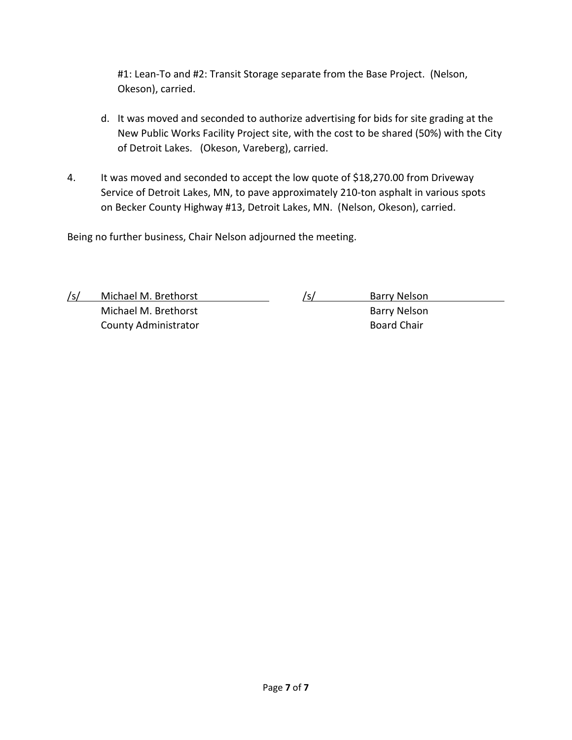#1: Lean-To and #2: Transit Storage separate from the Base Project. (Nelson, Okeson), carried.

d. It was moved and seconded to authorize advertising for bids for site grading at the New Public Works Facility Project site, with the cost to be shared (50%) with the City of Detroit Lakes. (Okeson, Vareberg), carried.

4. It was moved and seconded to accept the low quote of $18,270.00 from Driveway Service of Detroit Lakes, MN, to pave approximately 210-ton asphalt in various spots on Becker County Highway #13, Detroit Lakes, MN. (Nelson, Okeson), carried.

Being no further business, Chair Nelson adjourned the meeting.

/s/ Michael M. Brethorst
Michael M. Brethorst
County Administrator

/s/ Barry Nelson
Barry Nelson
Board Chair